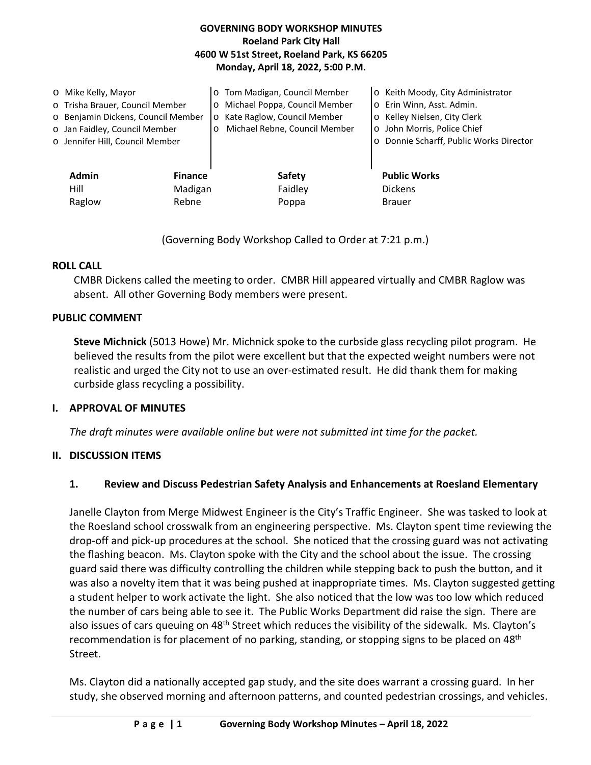**GOVERNING BODY WORKSHOP MINUTES**
**Roeland Park City Hall**
**4600 W 51st Street, Roeland Park, KS 66205**
**Monday, April 18, 2022, 5:00 P.M.**

- Mike Kelly, Mayor
- Trisha Brauer, Council Member
- Benjamin Dickens, Council Member
- Jan Faidley, Council Member
- Jennifer Hill, Council Member
- Tom Madigan, Council Member
- Michael Poppa, Council Member
- Kate Raglow, Council Member
- Michael Rebne, Council Member
- Keith Moody, City Administrator
- Erin Winn, Asst. Admin.
- Kelley Nielsen, City Clerk
- John Morris, Police Chief
- Donnie Scharff, Public Works Director

| Admin | Finance | Safety | Public Works |
|---|---|---|---|
| Hill | Madigan | Faidley | Dickens |
| Raglow | Rebne | Poppa | Brauer |

(Governing Body Workshop Called to Order at 7:21 p.m.)

## ROLL CALL

CMBR Dickens called the meeting to order. CMBR Hill appeared virtually and CMBR Raglow was absent. All other Governing Body members were present.

## PUBLIC COMMENT

**Steve Michnick** (5013 Howe) Mr. Michnick spoke to the curbside glass recycling pilot program. He believed the results from the pilot were excellent but that the expected weight numbers were not realistic and urged the City not to use an over-estimated result. He did thank them for making curbside glass recycling a possibility.

## I. APPROVAL OF MINUTES

*The draft minutes were available online but were not submitted int time for the packet.*

## II. DISCUSSION ITEMS

### 1. Review and Discuss Pedestrian Safety Analysis and Enhancements at Roesland Elementary

Janelle Clayton from Merge Midwest Engineer is the City's Traffic Engineer. She was tasked to look at the Roesland school crosswalk from an engineering perspective. Ms. Clayton spent time reviewing the drop-off and pick-up procedures at the school. She noticed that the crossing guard was not activating the flashing beacon. Ms. Clayton spoke with the City and the school about the issue. The crossing guard said there was difficulty controlling the children while stepping back to push the button, and it was also a novelty item that it was being pushed at inappropriate times. Ms. Clayton suggested getting a student helper to work activate the light. She also noticed that the low was too low which reduced the number of cars being able to see it. The Public Works Department did raise the sign. There are also issues of cars queuing on 48th Street which reduces the visibility of the sidewalk. Ms. Clayton's recommendation is for placement of no parking, standing, or stopping signs to be placed on 48th Street.

Ms. Clayton did a nationally accepted gap study, and the site does warrant a crossing guard. In her study, she observed morning and afternoon patterns, and counted pedestrian crossings, and vehicles.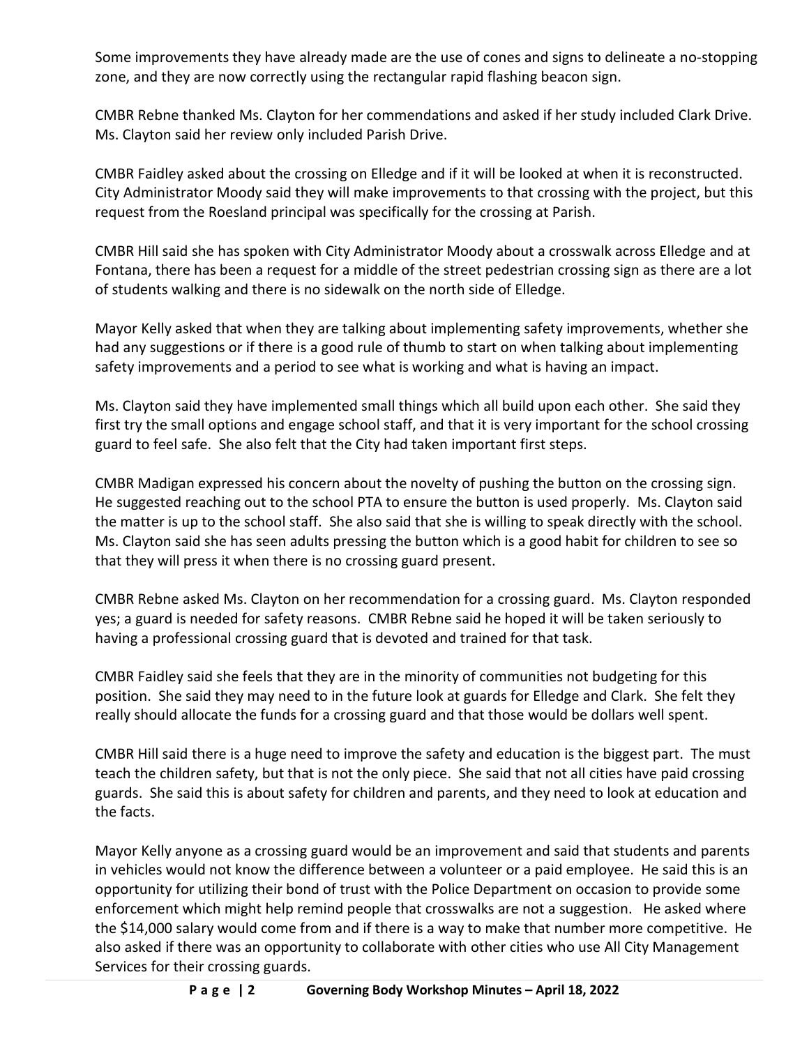Some improvements they have already made are the use of cones and signs to delineate a no-stopping zone, and they are now correctly using the rectangular rapid flashing beacon sign.

CMBR Rebne thanked Ms. Clayton for her commendations and asked if her study included Clark Drive. Ms. Clayton said her review only included Parish Drive.

CMBR Faidley asked about the crossing on Elledge and if it will be looked at when it is reconstructed. City Administrator Moody said they will make improvements to that crossing with the project, but this request from the Roesland principal was specifically for the crossing at Parish.

CMBR Hill said she has spoken with City Administrator Moody about a crosswalk across Elledge and at Fontana, there has been a request for a middle of the street pedestrian crossing sign as there are a lot of students walking and there is no sidewalk on the north side of Elledge.

Mayor Kelly asked that when they are talking about implementing safety improvements, whether she had any suggestions or if there is a good rule of thumb to start on when talking about implementing safety improvements and a period to see what is working and what is having an impact.

Ms. Clayton said they have implemented small things which all build upon each other. She said they first try the small options and engage school staff, and that it is very important for the school crossing guard to feel safe. She also felt that the City had taken important first steps.

CMBR Madigan expressed his concern about the novelty of pushing the button on the crossing sign. He suggested reaching out to the school PTA to ensure the button is used properly. Ms. Clayton said the matter is up to the school staff. She also said that she is willing to speak directly with the school. Ms. Clayton said she has seen adults pressing the button which is a good habit for children to see so that they will press it when there is no crossing guard present.

CMBR Rebne asked Ms. Clayton on her recommendation for a crossing guard. Ms. Clayton responded yes; a guard is needed for safety reasons. CMBR Rebne said he hoped it will be taken seriously to having a professional crossing guard that is devoted and trained for that task.

CMBR Faidley said she feels that they are in the minority of communities not budgeting for this position. She said they may need to in the future look at guards for Elledge and Clark. She felt they really should allocate the funds for a crossing guard and that those would be dollars well spent.

CMBR Hill said there is a huge need to improve the safety and education is the biggest part. The must teach the children safety, but that is not the only piece. She said that not all cities have paid crossing guards. She said this is about safety for children and parents, and they need to look at education and the facts.

Mayor Kelly anyone as a crossing guard would be an improvement and said that students and parents in vehicles would not know the difference between a volunteer or a paid employee. He said this is an opportunity for utilizing their bond of trust with the Police Department on occasion to provide some enforcement which might help remind people that crosswalks are not a suggestion. He asked where the $14,000 salary would come from and if there is a way to make that number more competitive. He also asked if there was an opportunity to collaborate with other cities who use All City Management Services for their crossing guards.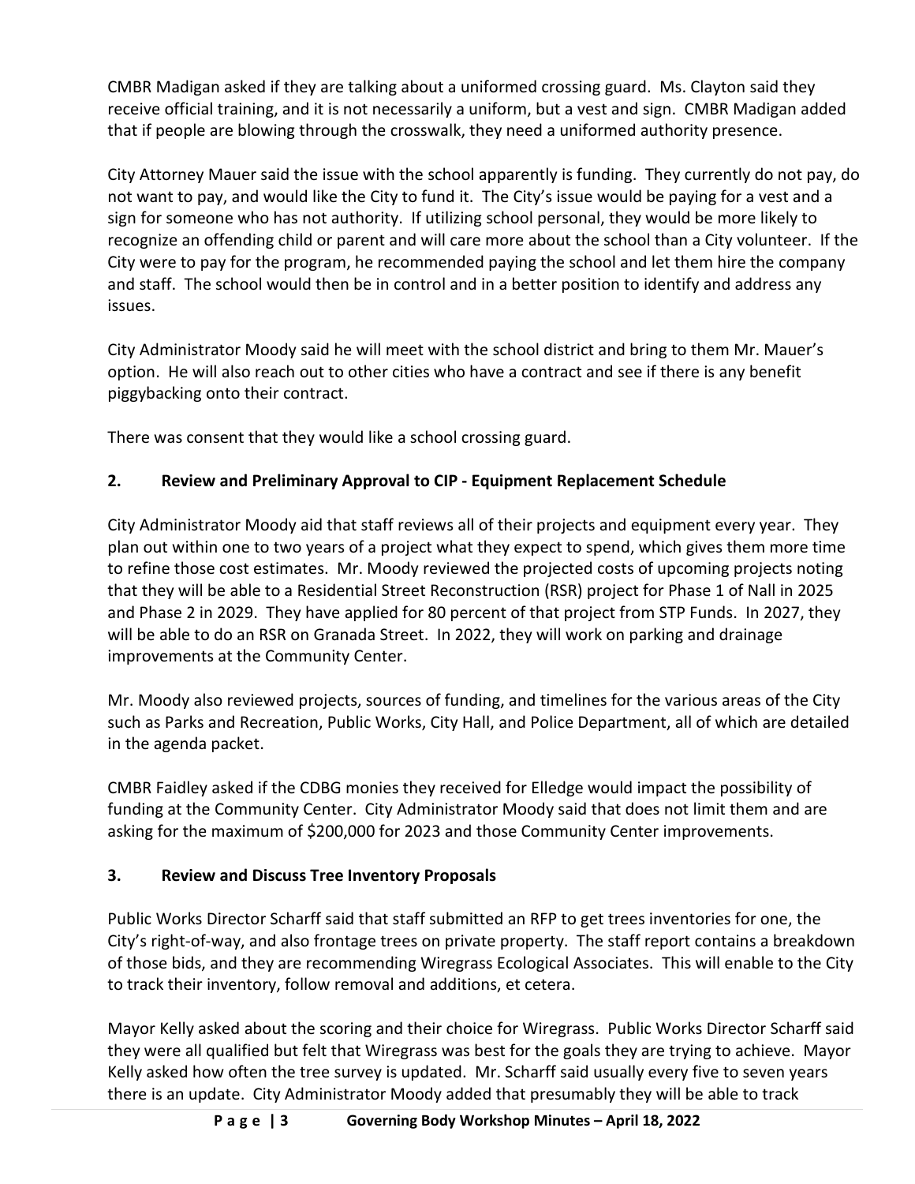CMBR Madigan asked if they are talking about a uniformed crossing guard. Ms. Clayton said they receive official training, and it is not necessarily a uniform, but a vest and sign. CMBR Madigan added that if people are blowing through the crosswalk, they need a uniformed authority presence.

City Attorney Mauer said the issue with the school apparently is funding. They currently do not pay, do not want to pay, and would like the City to fund it. The City's issue would be paying for a vest and a sign for someone who has not authority. If utilizing school personal, they would be more likely to recognize an offending child or parent and will care more about the school than a City volunteer. If the City were to pay for the program, he recommended paying the school and let them hire the company and staff. The school would then be in control and in a better position to identify and address any issues.

City Administrator Moody said he will meet with the school district and bring to them Mr. Mauer's option. He will also reach out to other cities who have a contract and see if there is any benefit piggybacking onto their contract.

There was consent that they would like a school crossing guard.

## 2. Review and Preliminary Approval to CIP - Equipment Replacement Schedule

City Administrator Moody aid that staff reviews all of their projects and equipment every year. They plan out within one to two years of a project what they expect to spend, which gives them more time to refine those cost estimates. Mr. Moody reviewed the projected costs of upcoming projects noting that they will be able to a Residential Street Reconstruction (RSR) project for Phase 1 of Nall in 2025 and Phase 2 in 2029. They have applied for 80 percent of that project from STP Funds. In 2027, they will be able to do an RSR on Granada Street. In 2022, they will work on parking and drainage improvements at the Community Center.

Mr. Moody also reviewed projects, sources of funding, and timelines for the various areas of the City such as Parks and Recreation, Public Works, City Hall, and Police Department, all of which are detailed in the agenda packet.

CMBR Faidley asked if the CDBG monies they received for Elledge would impact the possibility of funding at the Community Center. City Administrator Moody said that does not limit them and are asking for the maximum of $200,000 for 2023 and those Community Center improvements.

## 3. Review and Discuss Tree Inventory Proposals

Public Works Director Scharff said that staff submitted an RFP to get trees inventories for one, the City's right-of-way, and also frontage trees on private property. The staff report contains a breakdown of those bids, and they are recommending Wiregrass Ecological Associates. This will enable to the City to track their inventory, follow removal and additions, et cetera.

Mayor Kelly asked about the scoring and their choice for Wiregrass. Public Works Director Scharff said they were all qualified but felt that Wiregrass was best for the goals they are trying to achieve. Mayor Kelly asked how often the tree survey is updated. Mr. Scharff said usually every five to seven years there is an update. City Administrator Moody added that presumably they will be able to track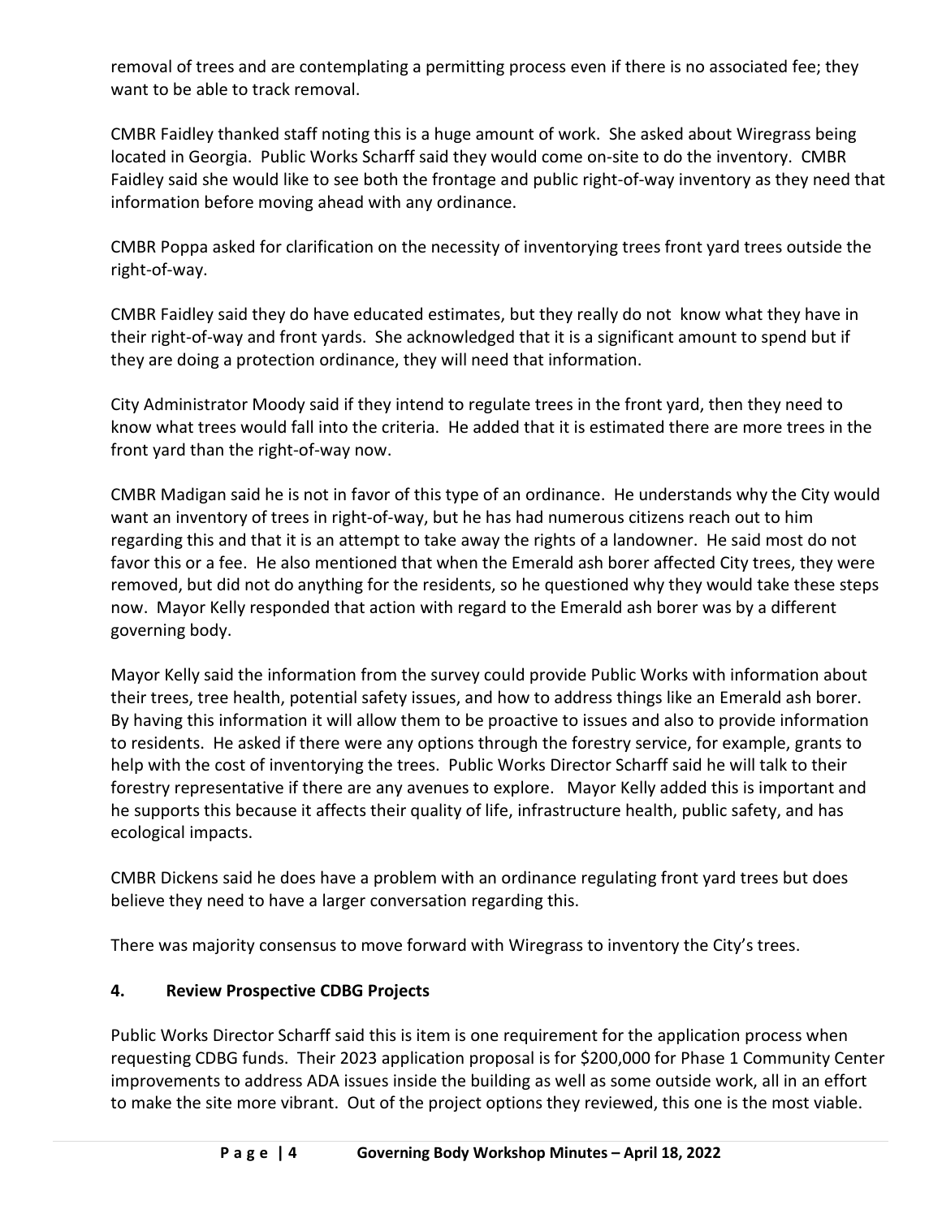removal of trees and are contemplating a permitting process even if there is no associated fee; they want to be able to track removal.

CMBR Faidley thanked staff noting this is a huge amount of work. She asked about Wiregrass being located in Georgia. Public Works Scharff said they would come on-site to do the inventory. CMBR Faidley said she would like to see both the frontage and public right-of-way inventory as they need that information before moving ahead with any ordinance.

CMBR Poppa asked for clarification on the necessity of inventorying trees front yard trees outside the right-of-way.

CMBR Faidley said they do have educated estimates, but they really do not know what they have in their right-of-way and front yards. She acknowledged that it is a significant amount to spend but if they are doing a protection ordinance, they will need that information.

City Administrator Moody said if they intend to regulate trees in the front yard, then they need to know what trees would fall into the criteria. He added that it is estimated there are more trees in the front yard than the right-of-way now.

CMBR Madigan said he is not in favor of this type of an ordinance. He understands why the City would want an inventory of trees in right-of-way, but he has had numerous citizens reach out to him regarding this and that it is an attempt to take away the rights of a landowner. He said most do not favor this or a fee. He also mentioned that when the Emerald ash borer affected City trees, they were removed, but did not do anything for the residents, so he questioned why they would take these steps now. Mayor Kelly responded that action with regard to the Emerald ash borer was by a different governing body.

Mayor Kelly said the information from the survey could provide Public Works with information about their trees, tree health, potential safety issues, and how to address things like an Emerald ash borer. By having this information it will allow them to be proactive to issues and also to provide information to residents. He asked if there were any options through the forestry service, for example, grants to help with the cost of inventorying the trees. Public Works Director Scharff said he will talk to their forestry representative if there are any avenues to explore. Mayor Kelly added this is important and he supports this because it affects their quality of life, infrastructure health, public safety, and has ecological impacts.

CMBR Dickens said he does have a problem with an ordinance regulating front yard trees but does believe they need to have a larger conversation regarding this.

There was majority consensus to move forward with Wiregrass to inventory the City's trees.

## 4. Review Prospective CDBG Projects

Public Works Director Scharff said this is item is one requirement for the application process when requesting CDBG funds. Their 2023 application proposal is for $200,000 for Phase 1 Community Center improvements to address ADA issues inside the building as well as some outside work, all in an effort to make the site more vibrant. Out of the project options they reviewed, this one is the most viable.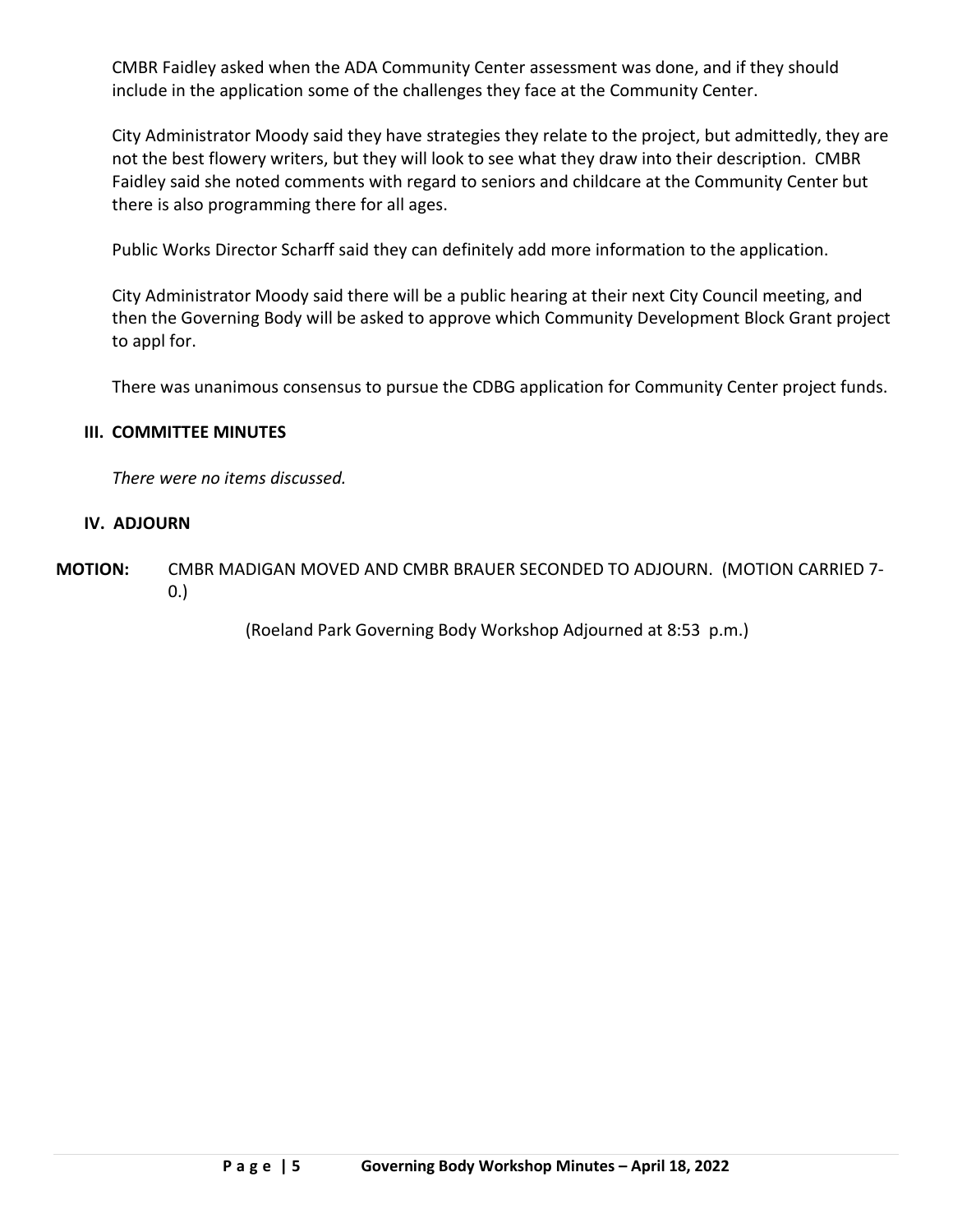CMBR Faidley asked when the ADA Community Center assessment was done, and if they should include in the application some of the challenges they face at the Community Center.

City Administrator Moody said they have strategies they relate to the project, but admittedly, they are not the best flowery writers, but they will look to see what they draw into their description. CMBR Faidley said she noted comments with regard to seniors and childcare at the Community Center but there is also programming there for all ages.

Public Works Director Scharff said they can definitely add more information to the application.

City Administrator Moody said there will be a public hearing at their next City Council meeting, and then the Governing Body will be asked to approve which Community Development Block Grant project to appl for.

There was unanimous consensus to pursue the CDBG application for Community Center project funds.

## III. COMMITTEE MINUTES

*There were no items discussed.*

## IV. ADJOURN

**MOTION:** CMBR MADIGAN MOVED AND CMBR BRAUER SECONDED TO ADJOURN. (MOTION CARRIED 7-0.)

(Roeland Park Governing Body Workshop Adjourned at 8:53 p.m.)